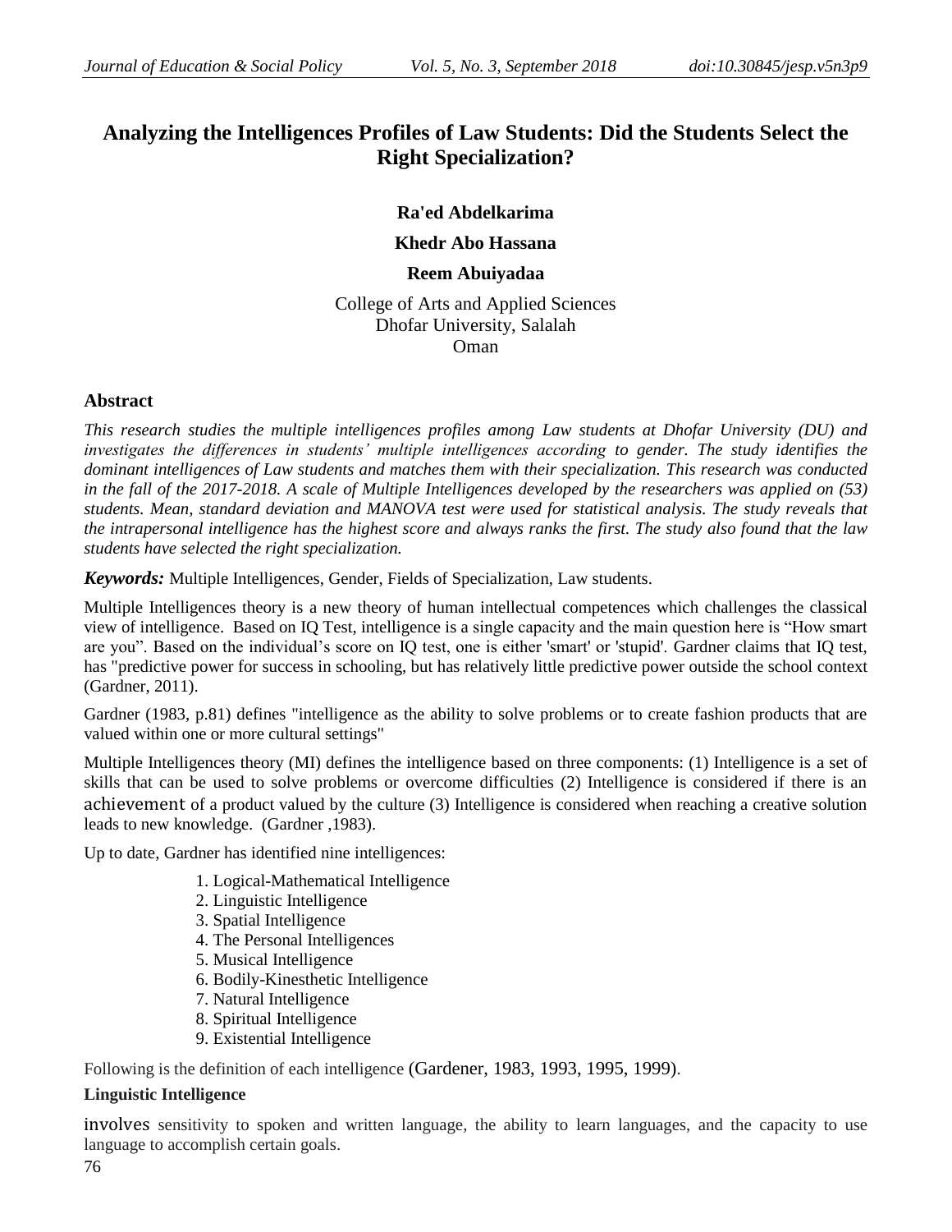# Analyzing the Intelligences Profiles of Law Students: Did the Students Select the Right Specialization?

**Ra'ed Abdelkarima**

**Khedr Abo Hassana**

**Reem Abuiyadaa**

College of Arts and Applied Sciences
Dhofar University, Salalah
Oman

## Abstract

*This research studies the multiple intelligences profiles among Law students at Dhofar University (DU) and investigates the differences in students' multiple intelligences according to gender. The study identifies the dominant intelligences of Law students and matches them with their specialization. This research was conducted in the fall of the 2017-2018. A scale of Multiple Intelligences developed by the researchers was applied on (53) students. Mean, standard deviation and MANOVA test were used for statistical analysis. The study reveals that the intrapersonal intelligence has the highest score and always ranks the first. The study also found that the law students have selected the right specialization.*

***Keywords:*** Multiple Intelligences, Gender, Fields of Specialization, Law students.

Multiple Intelligences theory is a new theory of human intellectual competences which challenges the classical view of intelligence. Based on IQ Test, intelligence is a single capacity and the main question here is "How smart are you". Based on the individual's score on IQ test, one is either 'smart' or 'stupid'. Gardner claims that IQ test, has "predictive power for success in schooling, but has relatively little predictive power outside the school context (Gardner, 2011).

Gardner (1983, p.81) defines "intelligence as the ability to solve problems or to create fashion products that are valued within one or more cultural settings"

Multiple Intelligences theory (MI) defines the intelligence based on three components: (1) Intelligence is a set of skills that can be used to solve problems or overcome difficulties (2) Intelligence is considered if there is an achievement of a product valued by the culture (3) Intelligence is considered when reaching a creative solution leads to new knowledge. (Gardner ,1983).

Up to date, Gardner has identified nine intelligences:

1. Logical-Mathematical Intelligence
2. Linguistic Intelligence
3. Spatial Intelligence
4. The Personal Intelligences
5. Musical Intelligence
6. Bodily-Kinesthetic Intelligence
7. Natural Intelligence
8. Spiritual Intelligence
9. Existential Intelligence

Following is the definition of each intelligence (Gardener, 1983, 1993, 1995, 1999).

**Linguistic Intelligence**

involves sensitivity to spoken and written language, the ability to learn languages, and the capacity to use language to accomplish certain goals.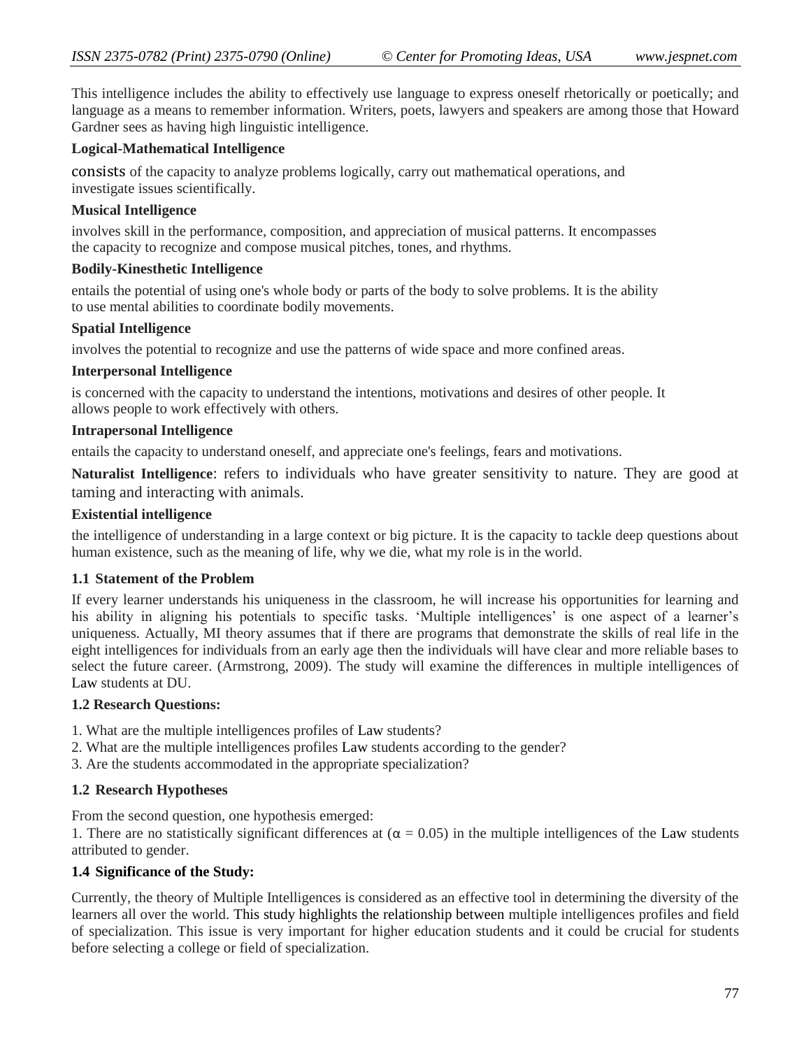This intelligence includes the ability to effectively use language to express oneself rhetorically or poetically; and language as a means to remember information. Writers, poets, lawyers and speakers are among those that Howard Gardner sees as having high linguistic intelligence.

**Logical-Mathematical Intelligence**

consists of the capacity to analyze problems logically, carry out mathematical operations, and investigate issues scientifically.

**Musical Intelligence**

involves skill in the performance, composition, and appreciation of musical patterns. It encompasses the capacity to recognize and compose musical pitches, tones, and rhythms.

**Bodily-Kinesthetic Intelligence**

entails the potential of using one's whole body or parts of the body to solve problems. It is the ability to use mental abilities to coordinate bodily movements.

**Spatial Intelligence**

involves the potential to recognize and use the patterns of wide space and more confined areas.

**Interpersonal Intelligence**

is concerned with the capacity to understand the intentions, motivations and desires of other people. It allows people to work effectively with others.

**Intrapersonal Intelligence**

entails the capacity to understand oneself, and appreciate one's feelings, fears and motivations.

**Naturalist Intelligence**: refers to individuals who have greater sensitivity to nature. They are good at taming and interacting with animals.

**Existential intelligence**

the intelligence of understanding in a large context or big picture. It is the capacity to tackle deep questions about human existence, such as the meaning of life, why we die, what my role is in the world.

### 1.1 Statement of the Problem

If every learner understands his uniqueness in the classroom, he will increase his opportunities for learning and his ability in aligning his potentials to specific tasks. 'Multiple intelligences' is one aspect of a learner's uniqueness. Actually, MI theory assumes that if there are programs that demonstrate the skills of real life in the eight intelligences for individuals from an early age then the individuals will have clear and more reliable bases to select the future career. (Armstrong, 2009). The study will examine the differences in multiple intelligences of Law students at DU.

### 1.2 Research Questions:

1. What are the multiple intelligences profiles of Law students?
2. What are the multiple intelligences profiles Law students according to the gender?
3. Are the students accommodated in the appropriate specialization?

### 1.2 Research Hypotheses

From the second question, one hypothesis emerged:

1. There are no statistically significant differences at ($\alpha = 0.05$) in the multiple intelligences of the Law students attributed to gender.

### 1.4 Significance of the Study:

Currently, the theory of Multiple Intelligences is considered as an effective tool in determining the diversity of the learners all over the world. This study highlights the relationship between multiple intelligences profiles and field of specialization. This issue is very important for higher education students and it could be crucial for students before selecting a college or field of specialization.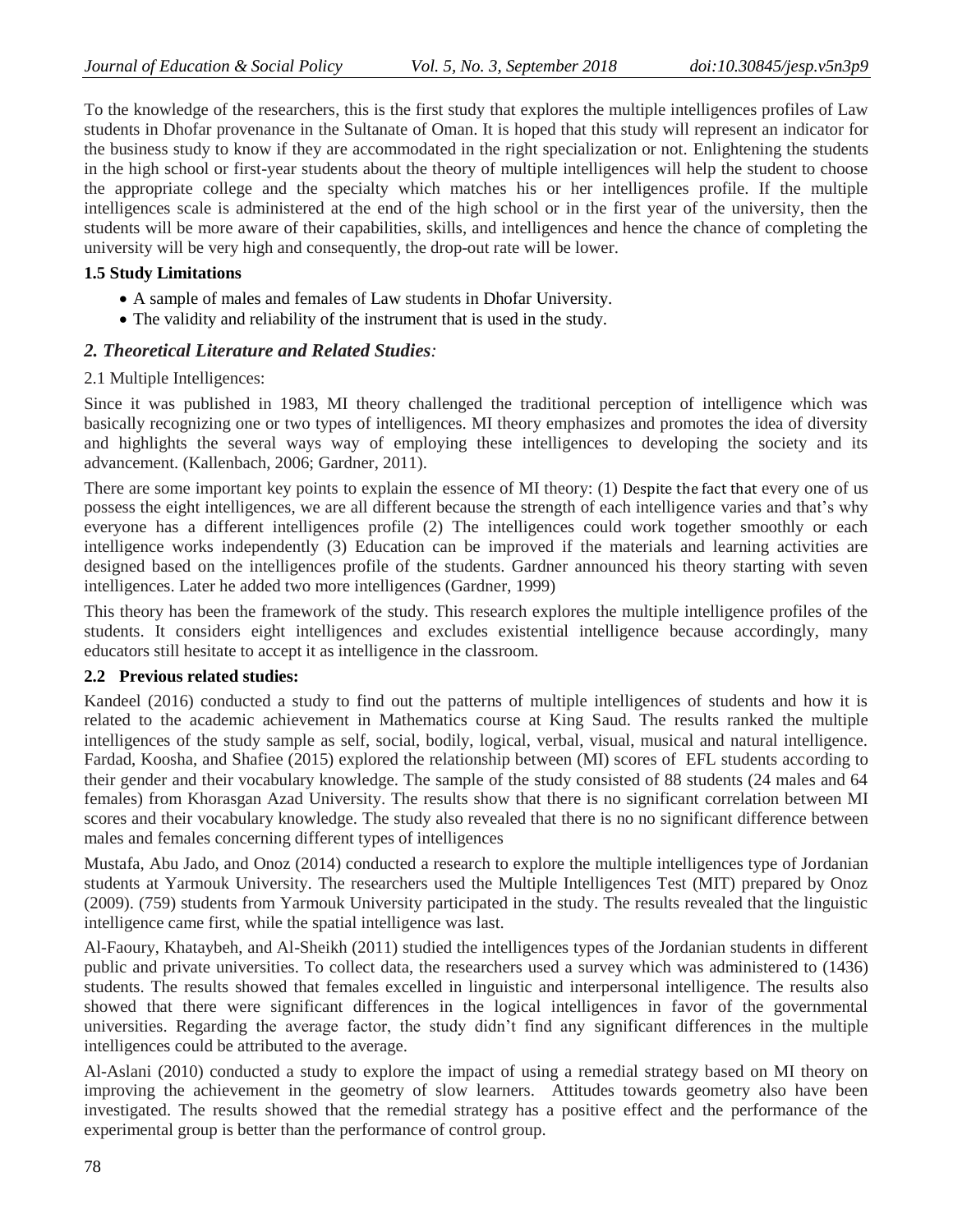To the knowledge of the researchers, this is the first study that explores the multiple intelligences profiles of Law students in Dhofar provenance in the Sultanate of Oman. It is hoped that this study will represent an indicator for the business study to know if they are accommodated in the right specialization or not. Enlightening the students in the high school or first-year students about the theory of multiple intelligences will help the student to choose the appropriate college and the specialty which matches his or her intelligences profile. If the multiple intelligences scale is administered at the end of the high school or in the first year of the university, then the students will be more aware of their capabilities, skills, and intelligences and hence the chance of completing the university will be very high and consequently, the drop-out rate will be lower.

**1.5 Study Limitations**

- A sample of males and females of Law students in Dhofar University.
- The validity and reliability of the instrument that is used in the study.

## *2. Theoretical Literature and Related Studies:*

2.1 Multiple Intelligences:

Since it was published in 1983, MI theory challenged the traditional perception of intelligence which was basically recognizing one or two types of intelligences. MI theory emphasizes and promotes the idea of diversity and highlights the several ways way of employing these intelligences to developing the society and its advancement. (Kallenbach, 2006; Gardner, 2011).

There are some important key points to explain the essence of MI theory: (1) Despite the fact that every one of us possess the eight intelligences, we are all different because the strength of each intelligence varies and that's why everyone has a different intelligences profile (2) The intelligences could work together smoothly or each intelligence works independently (3) Education can be improved if the materials and learning activities are designed based on the intelligences profile of the students. Gardner announced his theory starting with seven intelligences. Later he added two more intelligences (Gardner, 1999)

This theory has been the framework of the study. This research explores the multiple intelligence profiles of the students. It considers eight intelligences and excludes existential intelligence because accordingly, many educators still hesitate to accept it as intelligence in the classroom.

**2.2 Previous related studies:**

Kandeel (2016) conducted a study to find out the patterns of multiple intelligences of students and how it is related to the academic achievement in Mathematics course at King Saud. The results ranked the multiple intelligences of the study sample as self, social, bodily, logical, verbal, visual, musical and natural intelligence. Fardad, Koosha, and Shafiee (2015) explored the relationship between (MI) scores of EFL students according to their gender and their vocabulary knowledge. The sample of the study consisted of 88 students (24 males and 64 females) from Khorasgan Azad University. The results show that there is no significant correlation between MI scores and their vocabulary knowledge. The study also revealed that there is no no significant difference between males and females concerning different types of intelligences

Mustafa, Abu Jado, and Onoz (2014) conducted a research to explore the multiple intelligences type of Jordanian students at Yarmouk University. The researchers used the Multiple Intelligences Test (MIT) prepared by Onoz (2009). (759) students from Yarmouk University participated in the study. The results revealed that the linguistic intelligence came first, while the spatial intelligence was last.

Al-Faoury, Khataybeh, and Al-Sheikh (2011) studied the intelligences types of the Jordanian students in different public and private universities. To collect data, the researchers used a survey which was administered to (1436) students. The results showed that females excelled in linguistic and interpersonal intelligence. The results also showed that there were significant differences in the logical intelligences in favor of the governmental universities. Regarding the average factor, the study didn't find any significant differences in the multiple intelligences could be attributed to the average.

Al-Aslani (2010) conducted a study to explore the impact of using a remedial strategy based on MI theory on improving the achievement in the geometry of slow learners. Attitudes towards geometry also have been investigated. The results showed that the remedial strategy has a positive effect and the performance of the experimental group is better than the performance of control group.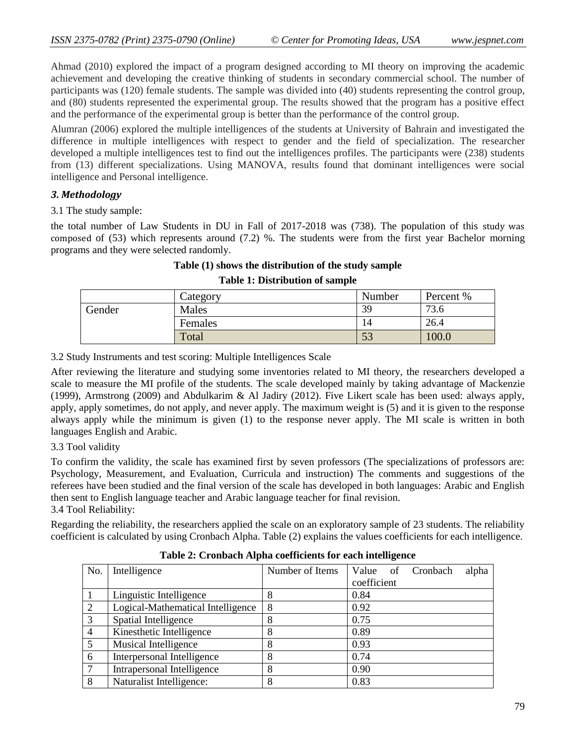Ahmad (2010) explored the impact of a program designed according to MI theory on improving the academic achievement and developing the creative thinking of students in secondary commercial school. The number of participants was (120) female students. The sample was divided into (40) students representing the control group, and (80) students represented the experimental group. The results showed that the program has a positive effect and the performance of the experimental group is better than the performance of the control group.

Alumran (2006) explored the multiple intelligences of the students at University of Bahrain and investigated the difference in multiple intelligences with respect to gender and the field of specialization. The researcher developed a multiple intelligences test to find out the intelligences profiles. The participants were (238) students from (13) different specializations. Using MANOVA, results found that dominant intelligences were social intelligence and Personal intelligence.

### *3. Methodology*

3.1 The study sample:

the total number of Law Students in DU in Fall of 2017-2018 was (738). The population of this study was composed of (53) which represents around (7.2) %. The students were from the first year Bachelor morning programs and they were selected randomly.

**Table (1) shows the distribution of the study sample**

**Table 1: Distribution of sample**

| | Category | Number | Percent % |
|---|---|---|---|
| Gender | Males | 39 | 73.6 |
| | Females | 14 | 26.4 |
| | Total | 53 | 100.0 |

3.2 Study Instruments and test scoring: Multiple Intelligences Scale

After reviewing the literature and studying some inventories related to MI theory, the researchers developed a scale to measure the MI profile of the students. The scale developed mainly by taking advantage of Mackenzie (1999), Armstrong (2009) and Abdulkarim & Al Jadiry (2012). Five Likert scale has been used: always apply, apply, apply sometimes, do not apply, and never apply. The maximum weight is (5) and it is given to the response always apply while the minimum is given (1) to the response never apply. The MI scale is written in both languages English and Arabic.

3.3 Tool validity

To confirm the validity, the scale has examined first by seven professors (The specializations of professors are: Psychology, Measurement, and Evaluation, Curricula and instruction) The comments and suggestions of the referees have been studied and the final version of the scale has developed in both languages: Arabic and English then sent to English language teacher and Arabic language teacher for final revision.

3.4 Tool Reliability:

Regarding the reliability, the researchers applied the scale on an exploratory sample of 23 students. The reliability coefficient is calculated by using Cronbach Alpha. Table (2) explains the values coefficients for each intelligence.

**Table 2: Cronbach Alpha coefficients for each intelligence**

| No. | Intelligence | Number of Items | Value of Cronbach alpha coefficient |
|---|---|---|---|
| 1 | Linguistic Intelligence | 8 | 0.84 |
| 2 | Logical-Mathematical Intelligence | 8 | 0.92 |
| 3 | Spatial Intelligence | 8 | 0.75 |
| 4 | Kinesthetic Intelligence | 8 | 0.89 |
| 5 | Musical Intelligence | 8 | 0.93 |
| 6 | Interpersonal Intelligence | 8 | 0.74 |
| 7 | Intrapersonal Intelligence | 8 | 0.90 |
| 8 | Naturalist Intelligence: | 8 | 0.83 |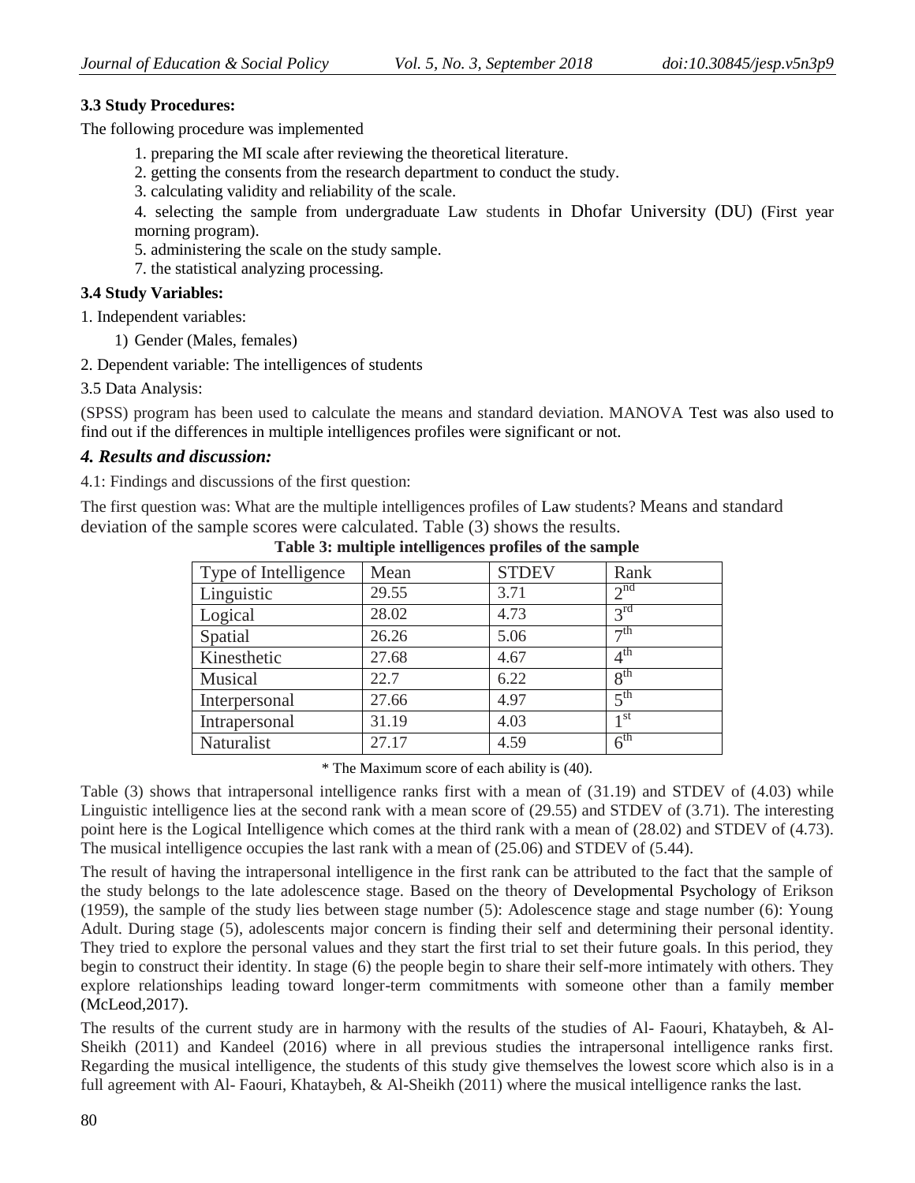### 3.3 Study Procedures:

The following procedure was implemented

1. preparing the MI scale after reviewing the theoretical literature.
2. getting the consents from the research department to conduct the study.
3. calculating validity and reliability of the scale.
4. selecting the sample from undergraduate Law students in Dhofar University (DU) (First year morning program).
5. administering the scale on the study sample.
7. the statistical analyzing processing.

### 3.4 Study Variables:

1. Independent variables:
   1) Gender (Males, females)
2. Dependent variable: The intelligences of students

3.5 Data Analysis:

(SPSS) program has been used to calculate the means and standard deviation. MANOVA Test was also used to find out if the differences in multiple intelligences profiles were significant or not.

## *4. Results and discussion:*

4.1: Findings and discussions of the first question:

The first question was: What are the multiple intelligences profiles of Law students? Means and standard deviation of the sample scores were calculated. Table (3) shows the results.

**Table 3: multiple intelligences profiles of the sample**

| Type of Intelligence | Mean | STDEV | Rank |
|---|---|---|---|
| Linguistic | 29.55 | 3.71 | 2nd |
| Logical | 28.02 | 4.73 | 3rd |
| Spatial | 26.26 | 5.06 | 7th |
| Kinesthetic | 27.68 | 4.67 | 4th |
| Musical | 22.7 | 6.22 | 8th |
| Interpersonal | 27.66 | 4.97 | 5th |
| Intrapersonal | 31.19 | 4.03 | 1st |
| Naturalist | 27.17 | 4.59 | 6th |

\* The Maximum score of each ability is (40).

Table (3) shows that intrapersonal intelligence ranks first with a mean of (31.19) and STDEV of (4.03) while Linguistic intelligence lies at the second rank with a mean score of (29.55) and STDEV of (3.71). The interesting point here is the Logical Intelligence which comes at the third rank with a mean of (28.02) and STDEV of (4.73). The musical intelligence occupies the last rank with a mean of (25.06) and STDEV of (5.44).

The result of having the intrapersonal intelligence in the first rank can be attributed to the fact that the sample of the study belongs to the late adolescence stage. Based on the theory of Developmental Psychology of Erikson (1959), the sample of the study lies between stage number (5): Adolescence stage and stage number (6): Young Adult. During stage (5), adolescents major concern is finding their self and determining their personal identity. They tried to explore the personal values and they start the first trial to set their future goals. In this period, they begin to construct their identity. In stage (6) the people begin to share their self-more intimately with others. They explore relationships leading toward longer-term commitments with someone other than a family member (McLeod,2017).

The results of the current study are in harmony with the results of the studies of Al- Faouri, Khataybeh, & Al-Sheikh (2011) and Kandeel (2016) where in all previous studies the intrapersonal intelligence ranks first. Regarding the musical intelligence, the students of this study give themselves the lowest score which also is in a full agreement with Al- Faouri, Khataybeh, & Al-Sheikh (2011) where the musical intelligence ranks the last.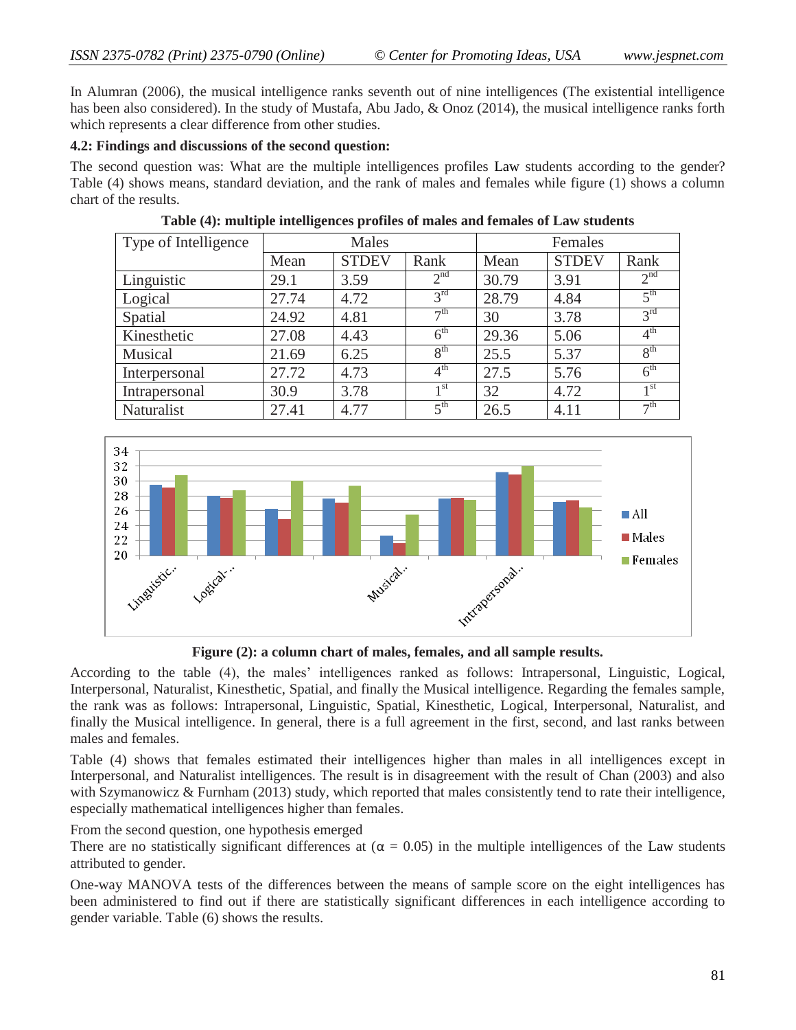In Alumran (2006), the musical intelligence ranks seventh out of nine intelligences (The existential intelligence has been also considered). In the study of Mustafa, Abu Jado, & Onoz (2014), the musical intelligence ranks forth which represents a clear difference from other studies.

**4.2: Findings and discussions of the second question:**

The second question was: What are the multiple intelligences profiles Law students according to the gender? Table (4) shows means, standard deviation, and the rank of males and females while figure (1) shows a column chart of the results.

**Table (4): multiple intelligences profiles of males and females of Law students**

| Type of Intelligence | Males | | | Females | | |
|---|---|---|---|---|---|---|
| | Mean | STDEV | Rank | Mean | STDEV | Rank |
| Linguistic | 29.1 | 3.59 | 2nd | 30.79 | 3.91 | 2nd |
| Logical | 27.74 | 4.72 | 3rd | 28.79 | 4.84 | 5th |
| Spatial | 24.92 | 4.81 | 7th | 30 | 3.78 | 3rd |
| Kinesthetic | 27.08 | 4.43 | 6th | 29.36 | 5.06 | 4th |
| Musical | 21.69 | 6.25 | 8th | 25.5 | 5.37 | 8th |
| Interpersonal | 27.72 | 4.73 | 4th | 27.5 | 5.76 | 6th |
| Intrapersonal | 30.9 | 3.78 | 1st | 32 | 4.72 | 1st |
| Naturalist | 27.41 | 4.77 | 5th | 26.5 | 4.11 | 7th |

**Figure (2): a column chart of males, females, and all sample results.**

According to the table (4), the males' intelligences ranked as follows: Intrapersonal, Linguistic, Logical, Interpersonal, Naturalist, Kinesthetic, Spatial, and finally the Musical intelligence. Regarding the females sample, the rank was as follows: Intrapersonal, Linguistic, Spatial, Kinesthetic, Logical, Interpersonal, Naturalist, and finally the Musical intelligence. In general, there is a full agreement in the first, second, and last ranks between males and females.

Table (4) shows that females estimated their intelligences higher than males in all intelligences except in Interpersonal, and Naturalist intelligences. The result is in disagreement with the result of Chan (2003) and also with Szymanowicz & Furnham (2013) study, which reported that males consistently tend to rate their intelligence, especially mathematical intelligences higher than females.

From the second question, one hypothesis emerged

There are no statistically significant differences at ($\alpha = 0.05$) in the multiple intelligences of the Law students attributed to gender.

One-way MANOVA tests of the differences between the means of sample score on the eight intelligences has been administered to find out if there are statistically significant differences in each intelligence according to gender variable. Table (6) shows the results.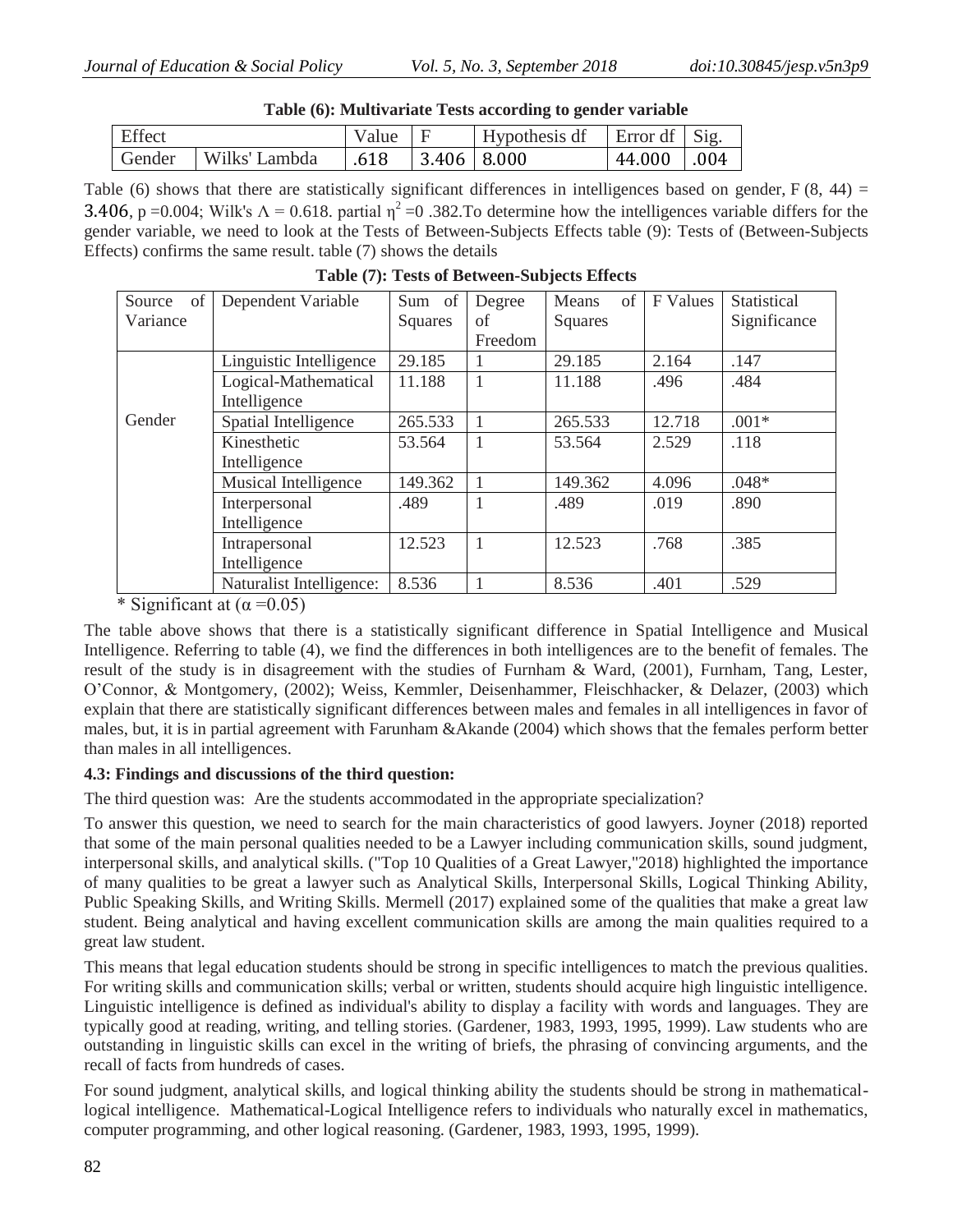**Table (6): Multivariate Tests according to gender variable**

| Effect | | Value | F | Hypothesis df | Error df | Sig. |
|---|---|---|---|---|---|---|
| Gender | Wilks' Lambda | .618 | 3.406 | 8.000 | 44.000 | .004 |

Table (6) shows that there are statistically significant differences in intelligences based on gender, F (8, 44) = 3.406, p =0.004; Wilk's Λ = 0.618. partial $\eta^2$ =0 .382.To determine how the intelligences variable differs for the gender variable, we need to look at the Tests of Between-Subjects Effects table (9): Tests of (Between-Subjects Effects) confirms the same result. table (7) shows the details

**Table (7): Tests of Between-Subjects Effects**

| Source of Variance | Dependent Variable | Sum of Squares | Degree of Freedom | Means of Squares | F Values | Statistical Significance |
|---|---|---|---|---|---|---|
| Gender | Linguistic Intelligence | 29.185 | 1 | 29.185 | 2.164 | .147 |
| | Logical-Mathematical Intelligence | 11.188 | 1 | 11.188 | .496 | .484 |
| | Spatial Intelligence | 265.533 | 1 | 265.533 | 12.718 | .001* |
| | Kinesthetic Intelligence | 53.564 | 1 | 53.564 | 2.529 | .118 |
| | Musical Intelligence | 149.362 | 1 | 149.362 | 4.096 | .048* |
| | Interpersonal Intelligence | .489 | 1 | .489 | .019 | .890 |
| | Intrapersonal Intelligence | 12.523 | 1 | 12.523 | .768 | .385 |
| | Naturalist Intelligence: | 8.536 | 1 | 8.536 | .401 | .529 |

* Significant at (α =0.05)

The table above shows that there is a statistically significant difference in Spatial Intelligence and Musical Intelligence. Referring to table (4), we find the differences in both intelligences are to the benefit of females. The result of the study is in disagreement with the studies of Furnham & Ward, (2001), Furnham, Tang, Lester, O'Connor, & Montgomery, (2002); Weiss, Kemmler, Deisenhammer, Fleischhacker, & Delazer, (2003) which explain that there are statistically significant differences between males and females in all intelligences in favor of males, but, it is in partial agreement with Farunham &Akande (2004) which shows that the females perform better than males in all intelligences.

### 4.3: Findings and discussions of the third question:

The third question was: Are the students accommodated in the appropriate specialization?

To answer this question, we need to search for the main characteristics of good lawyers. Joyner (2018) reported that some of the main personal qualities needed to be a Lawyer including communication skills, sound judgment, interpersonal skills, and analytical skills. ("Top 10 Qualities of a Great Lawyer,"2018) highlighted the importance of many qualities to be great a lawyer such as Analytical Skills, Interpersonal Skills, Logical Thinking Ability, Public Speaking Skills, and Writing Skills. Mermell (2017) explained some of the qualities that make a great law student. Being analytical and having excellent communication skills are among the main qualities required to a great law student.

This means that legal education students should be strong in specific intelligences to match the previous qualities. For writing skills and communication skills; verbal or written, students should acquire high linguistic intelligence. Linguistic intelligence is defined as individual's ability to display a facility with words and languages. They are typically good at reading, writing, and telling stories. (Gardener, 1983, 1993, 1995, 1999). Law students who are outstanding in linguistic skills can excel in the writing of briefs, the phrasing of convincing arguments, and the recall of facts from hundreds of cases.

For sound judgment, analytical skills, and logical thinking ability the students should be strong in mathematical-logical intelligence. Mathematical-Logical Intelligence refers to individuals who naturally excel in mathematics, computer programming, and other logical reasoning. (Gardener, 1983, 1993, 1995, 1999).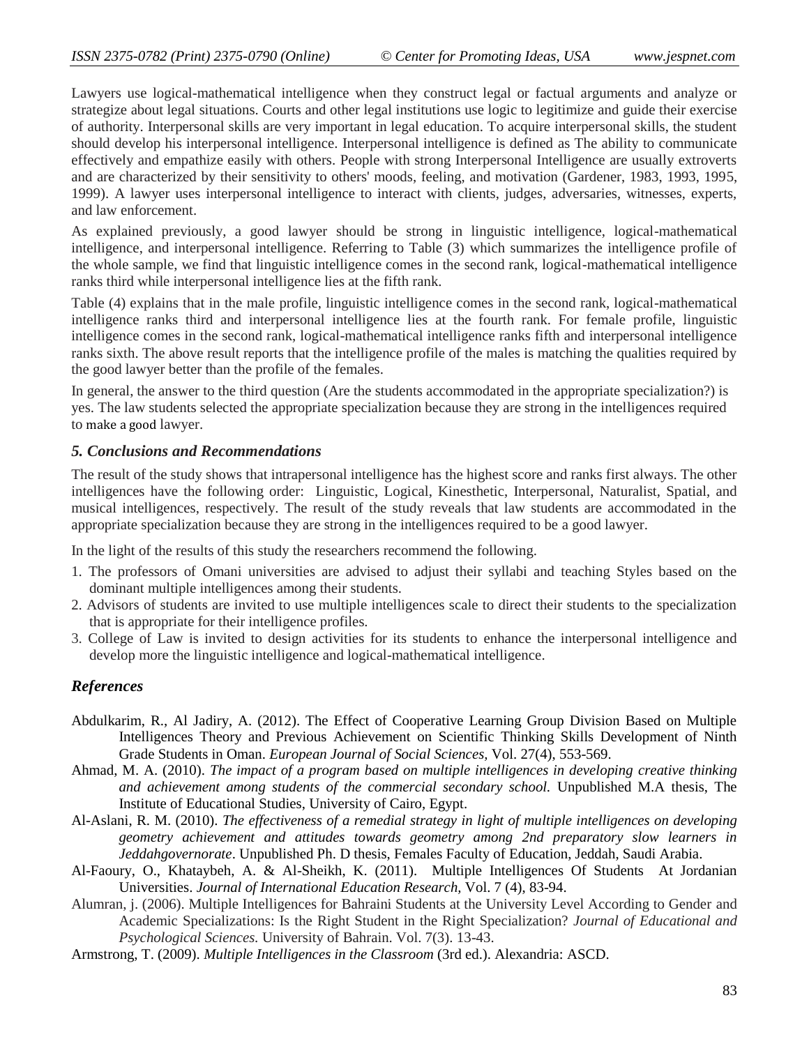Lawyers use logical-mathematical intelligence when they construct legal or factual arguments and analyze or strategize about legal situations. Courts and other legal institutions use logic to legitimize and guide their exercise of authority. Interpersonal skills are very important in legal education. To acquire interpersonal skills, the student should develop his interpersonal intelligence. Interpersonal intelligence is defined as The ability to communicate effectively and empathize easily with others. People with strong Interpersonal Intelligence are usually extroverts and are characterized by their sensitivity to others' moods, feeling, and motivation (Gardener, 1983, 1993, 1995, 1999). A lawyer uses interpersonal intelligence to interact with clients, judges, adversaries, witnesses, experts, and law enforcement.

As explained previously, a good lawyer should be strong in linguistic intelligence, logical-mathematical intelligence, and interpersonal intelligence. Referring to Table (3) which summarizes the intelligence profile of the whole sample, we find that linguistic intelligence comes in the second rank, logical-mathematical intelligence ranks third while interpersonal intelligence lies at the fifth rank.

Table (4) explains that in the male profile, linguistic intelligence comes in the second rank, logical-mathematical intelligence ranks third and interpersonal intelligence lies at the fourth rank. For female profile, linguistic intelligence comes in the second rank, logical-mathematical intelligence ranks fifth and interpersonal intelligence ranks sixth. The above result reports that the intelligence profile of the males is matching the qualities required by the good lawyer better than the profile of the females.

In general, the answer to the third question (Are the students accommodated in the appropriate specialization?) is yes. The law students selected the appropriate specialization because they are strong in the intelligences required to make a good lawyer.

### *5. Conclusions and Recommendations*

The result of the study shows that intrapersonal intelligence has the highest score and ranks first always. The other intelligences have the following order: Linguistic, Logical, Kinesthetic, Interpersonal, Naturalist, Spatial, and musical intelligences, respectively. The result of the study reveals that law students are accommodated in the appropriate specialization because they are strong in the intelligences required to be a good lawyer.

In the light of the results of this study the researchers recommend the following.

1. The professors of Omani universities are advised to adjust their syllabi and teaching Styles based on the dominant multiple intelligences among their students.
2. Advisors of students are invited to use multiple intelligences scale to direct their students to the specialization that is appropriate for their intelligence profiles.
3. College of Law is invited to design activities for its students to enhance the interpersonal intelligence and develop more the linguistic intelligence and logical-mathematical intelligence.

### *References*

Abdulkarim, R., Al Jadiry, A. (2012). The Effect of Cooperative Learning Group Division Based on Multiple Intelligences Theory and Previous Achievement on Scientific Thinking Skills Development of Ninth Grade Students in Oman. *European Journal of Social Sciences,* Vol. 27(4), 553-569.

Ahmad, M. A. (2010). *The impact of a program based on multiple intelligences in developing creative thinking and achievement among students of the commercial secondary school.* Unpublished M.A thesis, The Institute of Educational Studies, University of Cairo, Egypt.

Al-Aslani, R. M. (2010). *The effectiveness of a remedial strategy in light of multiple intelligences on developing geometry achievement and attitudes towards geometry among 2nd preparatory slow learners in Jeddahgovernorate*. Unpublished Ph. D thesis, Females Faculty of Education, Jeddah, Saudi Arabia.

Al-Faoury, O., Khataybeh, A. & Al-Sheikh, K. (2011). Multiple Intelligences Of Students At Jordanian Universities. *Journal of International Education Research,* Vol. 7 (4), 83-94.

Alumran, j. (2006). Multiple Intelligences for Bahraini Students at the University Level According to Gender and Academic Specializations: Is the Right Student in the Right Specialization? *Journal of Educational and Psychological Sciences.* University of Bahrain. Vol. 7(3). 13-43.

Armstrong, T. (2009). *Multiple Intelligences in the Classroom* (3rd ed.). Alexandria: ASCD.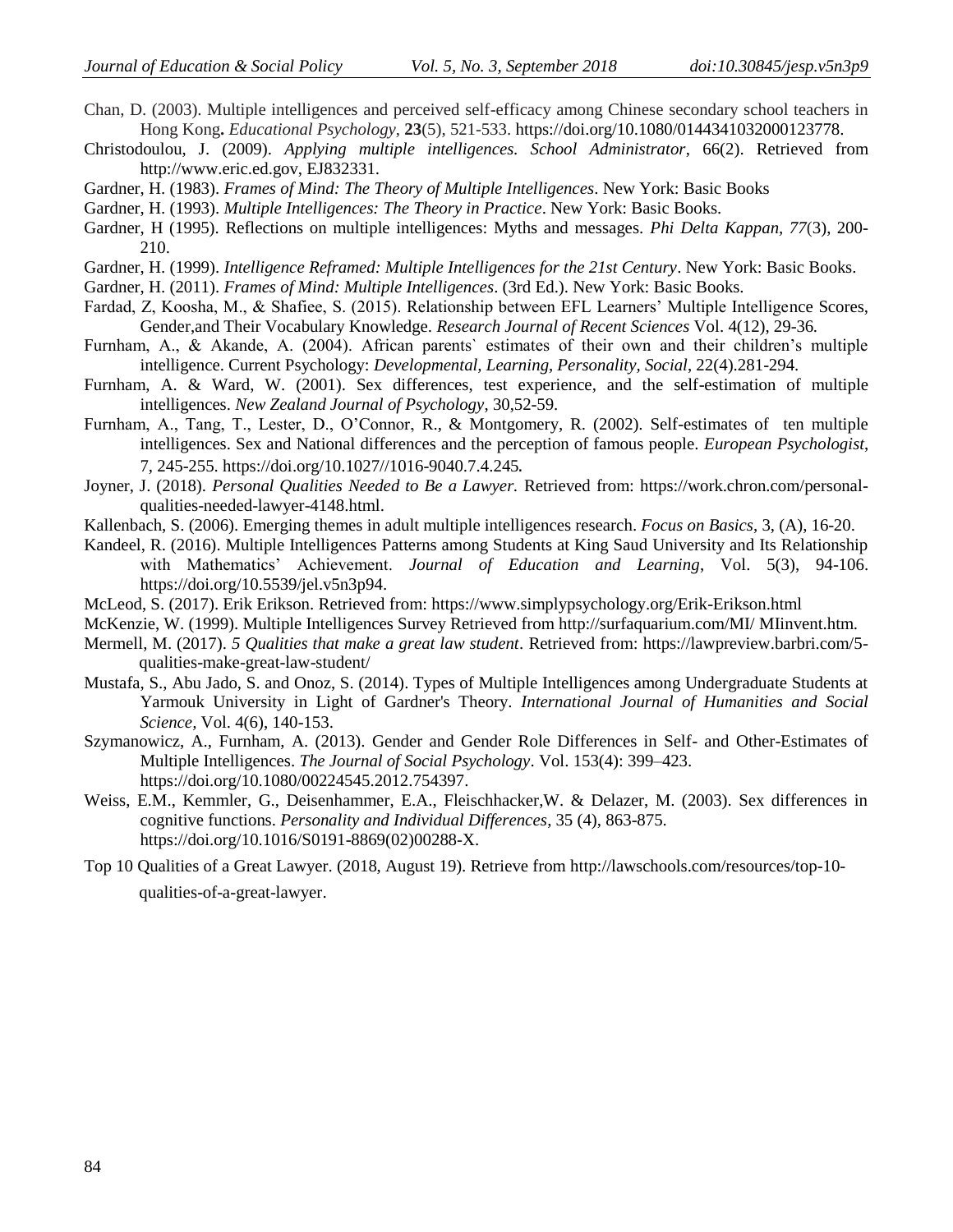Chan, D. (2003). Multiple intelligences and perceived self-efficacy among Chinese secondary school teachers in Hong Kong**.** *Educational Psychology*, **23**(5), 521-533. https://doi.org/10.1080/0144341032000123778.

Christodoulou, J. (2009). *Applying multiple intelligences. School Administrator*, 66(2). Retrieved from http://www.eric.ed.gov, EJ832331.

Gardner, H. (1983). *Frames of Mind: The Theory of Multiple Intelligences*. New York: Basic Books

Gardner, H. (1993). *Multiple Intelligences: The Theory in Practice*. New York: Basic Books.

Gardner, H (1995). Reflections on multiple intelligences: Myths and messages. *Phi Delta Kappan*, *77*(3), 200-210.

Gardner, H. (1999). *Intelligence Reframed: Multiple Intelligences for the 21st Century*. New York: Basic Books.

Gardner, H. (2011). *Frames of Mind: Multiple Intelligences*. (3rd Ed.). New York: Basic Books.

Fardad, Z, Koosha, M., & Shafiee, S. (2015). Relationship between EFL Learners' Multiple Intelligence Scores, Gender,and Their Vocabulary Knowledge. *Research Journal of Recent Sciences* Vol. 4(12), 29-36.

Furnham, A., & Akande, A. (2004). African parents` estimates of their own and their children's multiple intelligence. Current Psychology: *Developmental, Learning, Personality, Social*, 22(4).281-294.

Furnham, A. & Ward, W. (2001). Sex differences, test experience, and the self-estimation of multiple intelligences. *New Zealand Journal of Psychology*, 30,52-59.

Furnham, A., Tang, T., Lester, D., O'Connor, R., & Montgomery, R. (2002). Self-estimates of ten multiple intelligences. Sex and National differences and the perception of famous people. *European Psychologist*, 7, 245-255. https://doi.org/10.1027//1016-9040.7.4.245.

Joyner, J. (2018). *Personal Qualities Needed to Be a Lawyer.* Retrieved from: https://work.chron.com/personal-qualities-needed-lawyer-4148.html.

Kallenbach, S. (2006). Emerging themes in adult multiple intelligences research. *Focus on Basics*, 3, (A), 16-20.

Kandeel, R. (2016). Multiple Intelligences Patterns among Students at King Saud University and Its Relationship with Mathematics' Achievement. *Journal of Education and Learning*, Vol. 5(3), 94-106. https://doi.org/10.5539/jel.v5n3p94.

McLeod, S. (2017). Erik Erikson. Retrieved from: https://www.simplypsychology.org/Erik-Erikson.html

McKenzie, W. (1999). Multiple Intelligences Survey Retrieved from http://surfaquarium.com/MI/ MIinvent.htm.

Mermell, M. (2017). *5 Qualities that make a great law student*. Retrieved from: https://lawpreview.barbri.com/5-qualities-make-great-law-student/

Mustafa, S., Abu Jado, S. and Onoz, S. (2014). Types of Multiple Intelligences among Undergraduate Students at Yarmouk University in Light of Gardner's Theory. *International Journal of Humanities and Social Science,* Vol. 4(6), 140-153.

Szymanowicz, A., Furnham, A. (2013). Gender and Gender Role Differences in Self- and Other-Estimates of Multiple Intelligences. *The Journal of Social Psychology*. Vol. 153(4): 399–423. https://doi.org/10.1080/00224545.2012.754397.

Weiss, E.M., Kemmler, G., Deisenhammer, E.A., Fleischhacker,W. & Delazer, M. (2003). Sex differences in cognitive functions. *Personality and Individual Differences*, 35 (4), 863-875. https://doi.org/10.1016/S0191-8869(02)00288-X.

Top 10 Qualities of a Great Lawyer. (2018, August 19). Retrieve from http://lawschools.com/resources/top-10-qualities-of-a-great-lawyer.